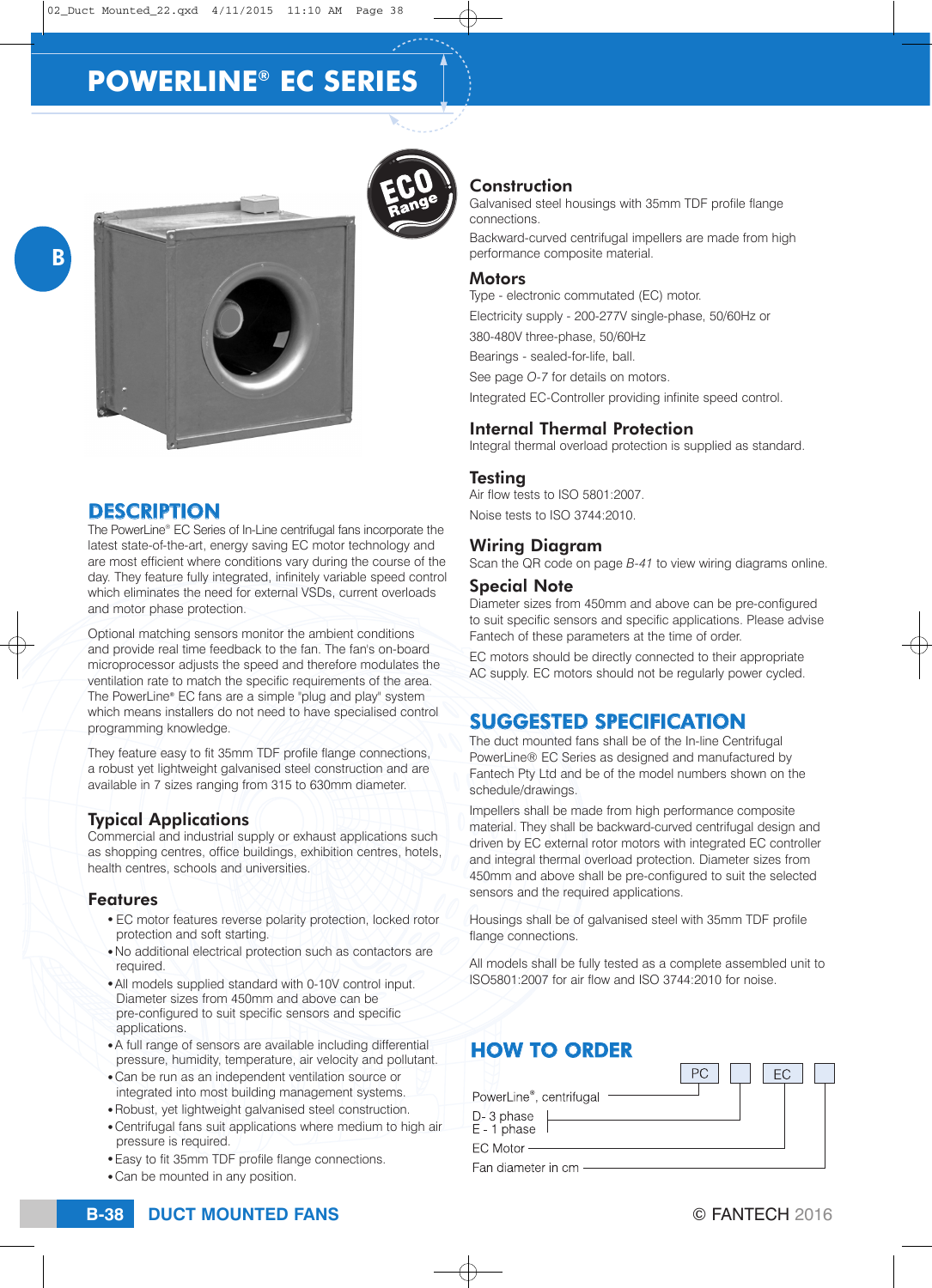# POWERLINE® EC SERIES

## DESCRIPTION

The PowerLine® EC Series of In-Line centrifugal fans incorporate the latest state-of-the-art, energy saving EC motor technology and are most efficient where conditions vary during the course of the day. They feature fully integrated, infinitely variable speed control which eliminates the need for external VSDs, current overloads and motor phase protection.

Optional matching sensors monitor the ambient conditions and provide real time feedback to the fan. The fan's on-board microprocessor adjusts the speed and therefore modulates the ventilation rate to match the specific requirements of the area. The PowerLine® EC fans are a simple "plug and play" system which means installers do not need to have specialised control programming knowledge.

They feature easy to fit 35mm TDF profile flange connections, a robust yet lightweight galvanised steel construction and are available in 7 sizes ranging from 315 to 630mm diameter.

### Typical Applications

Commercial and industrial supply or exhaust applications such as shopping centres, office buildings, exhibition centres, hotels, health centres, schools and universities.

### Features

- EC motor features reverse polarity protection, locked rotor protection and soft starting.
- No additional electrical protection such as contactors are required.
- All models supplied standard with 0-10V control input. Diameter sizes from 450mm and above can be pre-configured to suit specific sensors and specific applications.
- A full range of sensors are available including differential pressure, humidity, temperature, air velocity and pollutant.
- Can be run as an independent ventilation source or integrated into most building management systems.
- Robust, yet lightweight galvanised steel construction.
- Centrifugal fans suit applications where medium to high air pressure is required.
- Easy to fit 35mm TDF profile flange connections.
- Can be mounted in any position.

### Construction

Galvanised steel housings with 35mm TDF profile flange connections.

Backward-curved centrifugal impellers are made from high performance composite material.

### Motors

Type - electronic commutated (EC) motor.

Electricity supply - 200-277V single-phase, 50/60Hz or 380-480V three-phase, 50/60Hz

Bearings - sealed-for-life, ball.

See page *O-7* for details on motors.

Integrated EC-Controller providing infinite speed control.

### Internal Thermal Protection

Integral thermal overload protection is supplied as standard.

### Testing

Air flow tests to ISO 5801:2007.

Noise tests to ISO 3744:2010.

### Wiring Diagram

Scan the QR code on page *B-41* to view wiring diagrams online.

### Special Note

Diameter sizes from 450mm and above can be pre-configured to suit specific sensors and specific applications. Please advise Fantech of these parameters at the time of order.

EC motors should be directly connected to their appropriate AC supply. EC motors should not be regularly power cycled.

## SUGGESTED SPECIFICATION

The duct mounted fans shall be of the In-line Centrifugal PowerLine® EC Series as designed and manufactured by Fantech Pty Ltd and be of the model numbers shown on the schedule/drawings.

Impellers shall be made from high performance composite material. They shall be backward-curved centrifugal design and driven by EC external rotor motors with integrated EC controller and integral thermal overload protection. Diameter sizes from 450mm and above shall be pre-configured to suit the selected sensors and the required applications.

Housings shall be of galvanised steel with 35mm TDF profile flange connections.

All models shall be fully tested as a complete assembled unit to ISO5801:2007 for air flow and ISO 3744:2010 for noise.

## HOW TO ORDER

PC [ ] EC [ ]

- PowerLine®, centrifugal → PC
- D- 3 phase / E - 1 phase → [ ]
- EC Motor → EC
- Fan diameter in cm → [ ]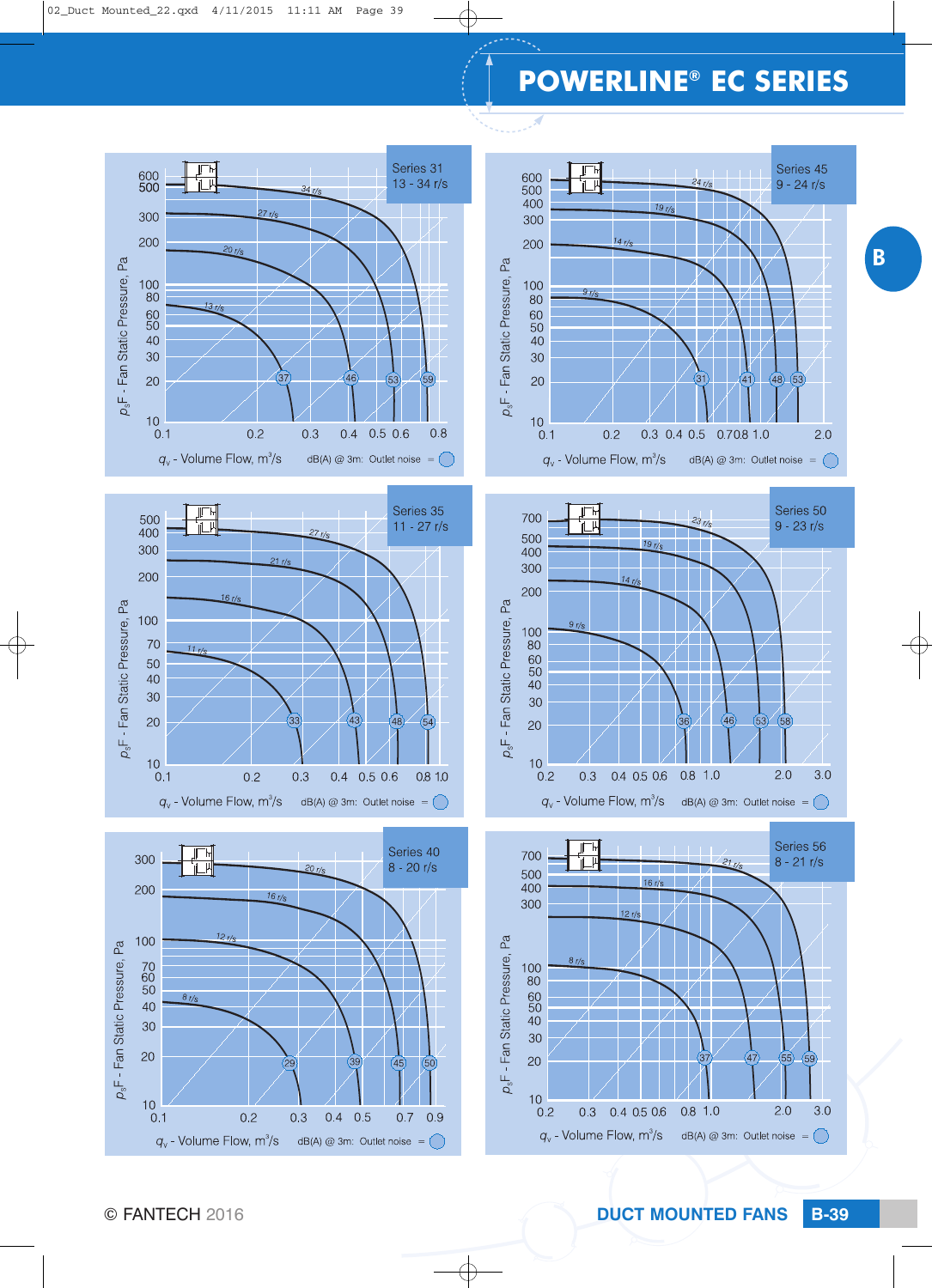# POWERLINE® EC SERIES

**Series 31** 13 - 34 r/s

$p_sF$ - Fan Static Pressure, Pa

600, 500, 300, 200, 100, 80, 60, 50, 40, 30, 20, 10

34 r/s, 27 r/s, 20 r/s, 13 r/s

37, 46, 53, 59

0.1, 0.2, 0.3, 0.4, 0.5, 0.6, 0.8

$q_v$ - Volume Flow, m³/s dB(A) @ 3m: Outlet noise =

**Series 45** 9 - 24 r/s

$p_sF$ - Fan Static Pressure, Pa

600, 500, 400, 300, 200, 100, 80, 60, 50, 40, 30, 20, 10

24 r/s, 19 r/s, 14 r/s, 9 r/s

31, 41, 48, 53

0.1, 0.2, 0.3, 0.4, 0.5, 0.7, 0.8, 1.0, 2.0

$q_v$ - Volume Flow, m³/s dB(A) @ 3m: Outlet noise =

**Series 35** 11 - 27 r/s

$p_sF$ - Fan Static Pressure, Pa

500, 400, 300, 200, 100, 70, 50, 40, 30, 20, 10

27 r/s, 21 r/s, 16 r/s, 11 r/s

33, 43, 48, 54

0.1, 0.2, 0.3, 0.4, 0.5, 0.6, 0.8, 1.0

$q_v$ - Volume Flow, m³/s dB(A) @ 3m: Outlet noise =

**Series 50** 9 - 23 r/s

$p_sF$ - Fan Static Pressure, Pa

700, 500, 400, 300, 200, 100, 80, 60, 50, 40, 30, 20, 10

23 r/s, 19 r/s, 14 r/s, 9 r/s

36, 46, 53, 58

0.2, 0.3, 0.4, 0.5, 0.6, 0.8, 1.0, 2.0, 3.0

$q_v$ - Volume Flow, m³/s dB(A) @ 3m: Outlet noise =

**Series 40** 8 - 20 r/s

$p_sF$ - Fan Static Pressure, Pa

300, 200, 100, 70, 60, 50, 40, 30, 20, 10

20 r/s, 16 r/s, 12 r/s, 8 r/s

29, 39, 45, 50

0.1, 0.2, 0.3, 0.4, 0.5, 0.7, 0.9

$q_v$ - Volume Flow, m³/s dB(A) @ 3m: Outlet noise =

**Series 56** 8 - 21 r/s

$p_sF$ - Fan Static Pressure, Pa

700, 500, 400, 300, 100, 80, 60, 50, 40, 30, 20, 10

21 r/s, 16 r/s, 12 r/s, 8 r/s

37, 47, 55, 59

0.2, 0.3, 0.4, 0.5, 0.6, 0.8, 1.0, 2.0, 3.0

$q_v$ - Volume Flow, m³/s dB(A) @ 3m: Outlet noise =

© FANTECH 2016

DUCT MOUNTED FANS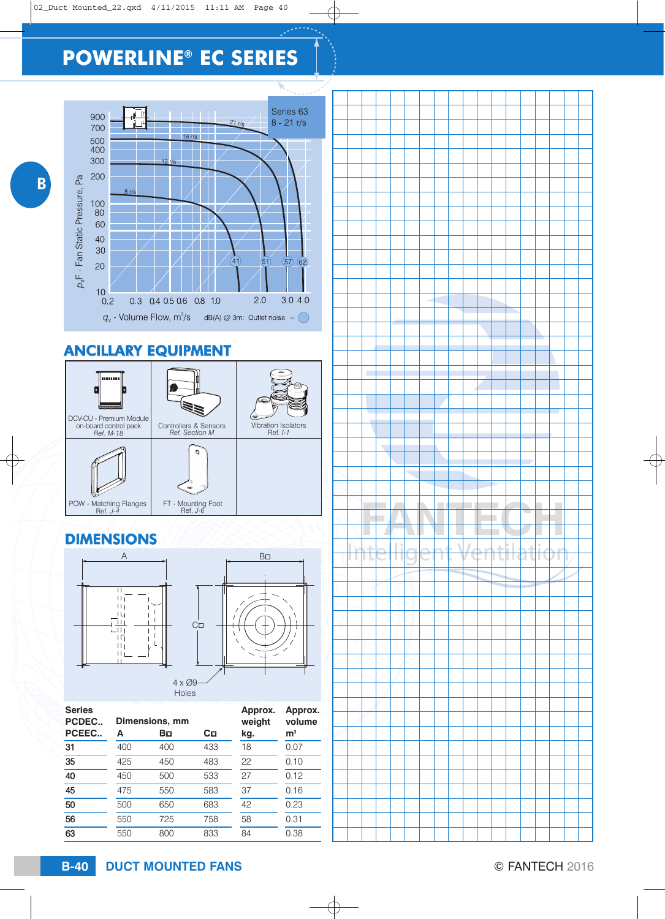# POWERLINE® EC SERIES

Series 63
8 - 21 r/s

$p_{sF}$ - Fan Static Pressure, Pa

$q_v$ - Volume Flow, $m^3/s$ dB(A) @ 3m: Outlet noise =

## ANCILLARY EQUIPMENT

| | | |
|---|---|---|
| DCV-CU - Premium Module on-board control pack *Ref. M-18* | Controllers & Sensors *Ref. Section M* | Vibration Isolators *Ref. I-1* |
| POW - Matching Flanges *Ref. J-4* | FT - Mounting Foot *Ref. J-6* | |

## DIMENSIONS

A, B□, C□, 4 x Ø9 Holes

| Series PCDEC.. PCEEC.. | Dimensions, mm A | B□ | C□ | Approx. weight kg. | Approx. volume m³ |
|---|---|---|---|---|---|
| 31 | 400 | 400 | 433 | 18 | 0.07 |
| 35 | 425 | 450 | 483 | 22 | 0.10 |
| 40 | 450 | 500 | 533 | 27 | 0.12 |
| 45 | 475 | 550 | 583 | 37 | 0.16 |
| 50 | 500 | 650 | 683 | 42 | 0.23 |
| 56 | 550 | 725 | 758 | 58 | 0.31 |
| 63 | 550 | 800 | 833 | 84 | 0.38 |

DUCT MOUNTED FANS

© FANTECH 2016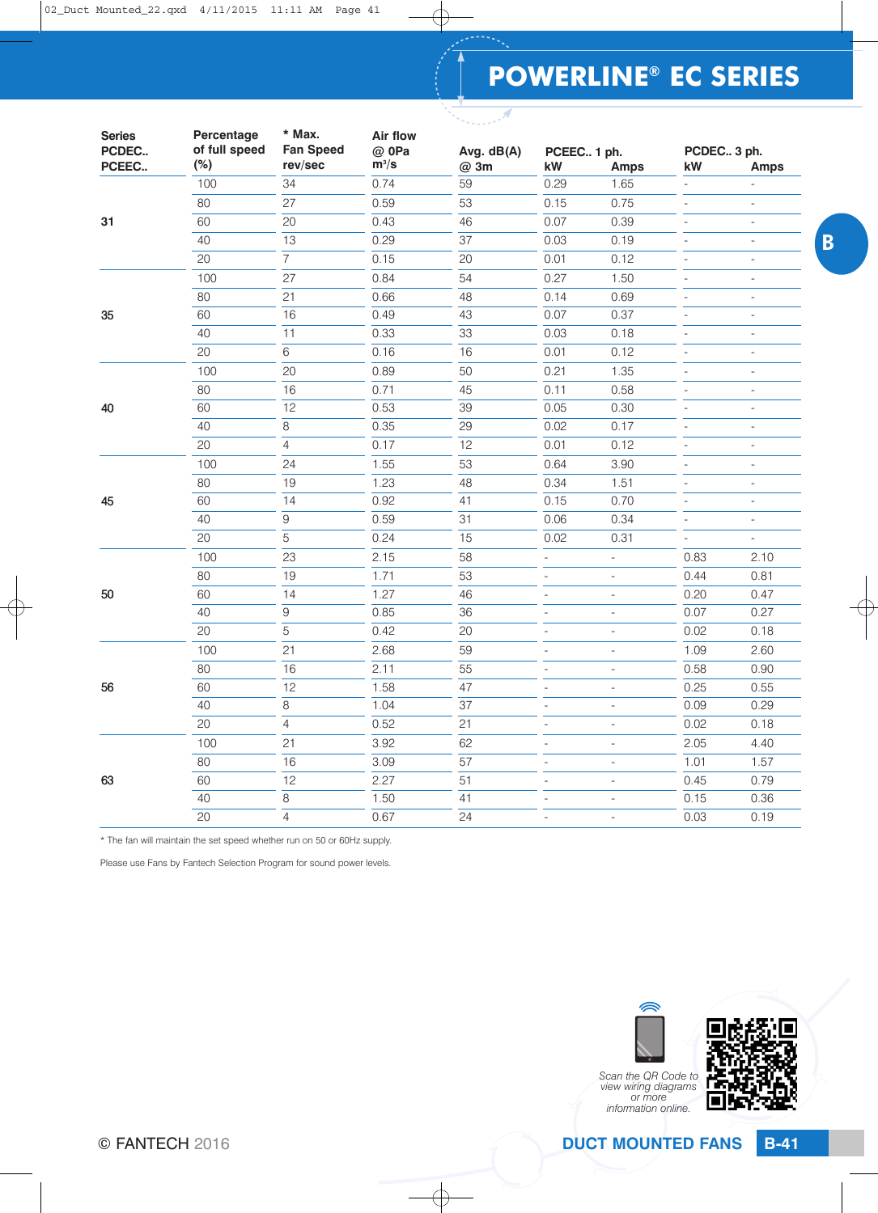# POWERLINE® EC SERIES

| Series PCDEC.. PCEEC.. | Percentage of full speed (%) | * Max. Fan Speed rev/sec | Air flow @ 0Pa $m^3/s$ | Avg. dB(A) @ 3m | PCEEC.. 1 ph. kW | Amps | PCDEC.. 3 ph. kW | Amps |
|---|---|---|---|---|---|---|---|---|
| 31 | 100 | 34 | 0.74 | 59 | 0.29 | 1.65 | - | - |
| | 80 | 27 | 0.59 | 53 | 0.15 | 0.75 | - | - |
| | 60 | 20 | 0.43 | 46 | 0.07 | 0.39 | - | - |
| | 40 | 13 | 0.29 | 37 | 0.03 | 0.19 | - | - |
| | 20 | 7 | 0.15 | 20 | 0.01 | 0.12 | - | - |
| 35 | 100 | 27 | 0.84 | 54 | 0.27 | 1.50 | - | - |
| | 80 | 21 | 0.66 | 48 | 0.14 | 0.69 | - | - |
| | 60 | 16 | 0.49 | 43 | 0.07 | 0.37 | - | - |
| | 40 | 11 | 0.33 | 33 | 0.03 | 0.18 | - | - |
| | 20 | 6 | 0.16 | 16 | 0.01 | 0.12 | - | - |
| 40 | 100 | 20 | 0.89 | 50 | 0.21 | 1.35 | - | - |
| | 80 | 16 | 0.71 | 45 | 0.11 | 0.58 | - | - |
| | 60 | 12 | 0.53 | 39 | 0.05 | 0.30 | - | - |
| | 40 | 8 | 0.35 | 29 | 0.02 | 0.17 | - | - |
| | 20 | 4 | 0.17 | 12 | 0.01 | 0.12 | - | - |
| 45 | 100 | 24 | 1.55 | 53 | 0.64 | 3.90 | - | - |
| | 80 | 19 | 1.23 | 48 | 0.34 | 1.51 | - | - |
| | 60 | 14 | 0.92 | 41 | 0.15 | 0.70 | - | - |
| | 40 | 9 | 0.59 | 31 | 0.06 | 0.34 | - | - |
| | 20 | 5 | 0.24 | 15 | 0.02 | 0.31 | - | - |
| 50 | 100 | 23 | 2.15 | 58 | - | - | 0.83 | 2.10 |
| | 80 | 19 | 1.71 | 53 | - | - | 0.44 | 0.81 |
| | 60 | 14 | 1.27 | 46 | - | - | 0.20 | 0.47 |
| | 40 | 9 | 0.85 | 36 | - | - | 0.07 | 0.27 |
| | 20 | 5 | 0.42 | 20 | - | - | 0.02 | 0.18 |
| 56 | 100 | 21 | 2.68 | 59 | - | - | 1.09 | 2.60 |
| | 80 | 16 | 2.11 | 55 | - | - | 0.58 | 0.90 |
| | 60 | 12 | 1.58 | 47 | - | - | 0.25 | 0.55 |
| | 40 | 8 | 1.04 | 37 | - | - | 0.09 | 0.29 |
| | 20 | 4 | 0.52 | 21 | - | - | 0.02 | 0.18 |
| 63 | 100 | 21 | 3.92 | 62 | - | - | 2.05 | 4.40 |
| | 80 | 16 | 3.09 | 57 | - | - | 1.01 | 1.57 |
| | 60 | 12 | 2.27 | 51 | - | - | 0.45 | 0.79 |
| | 40 | 8 | 1.50 | 41 | - | - | 0.15 | 0.36 |
| | 20 | 4 | 0.67 | 24 | - | - | 0.03 | 0.19 |

* The fan will maintain the set speed whether run on 50 or 60Hz supply.

Please use Fans by Fantech Selection Program for sound power levels.

*Scan the QR Code to view wiring diagrams or more information online.*

© FANTECH 2016

DUCT MOUNTED FANS